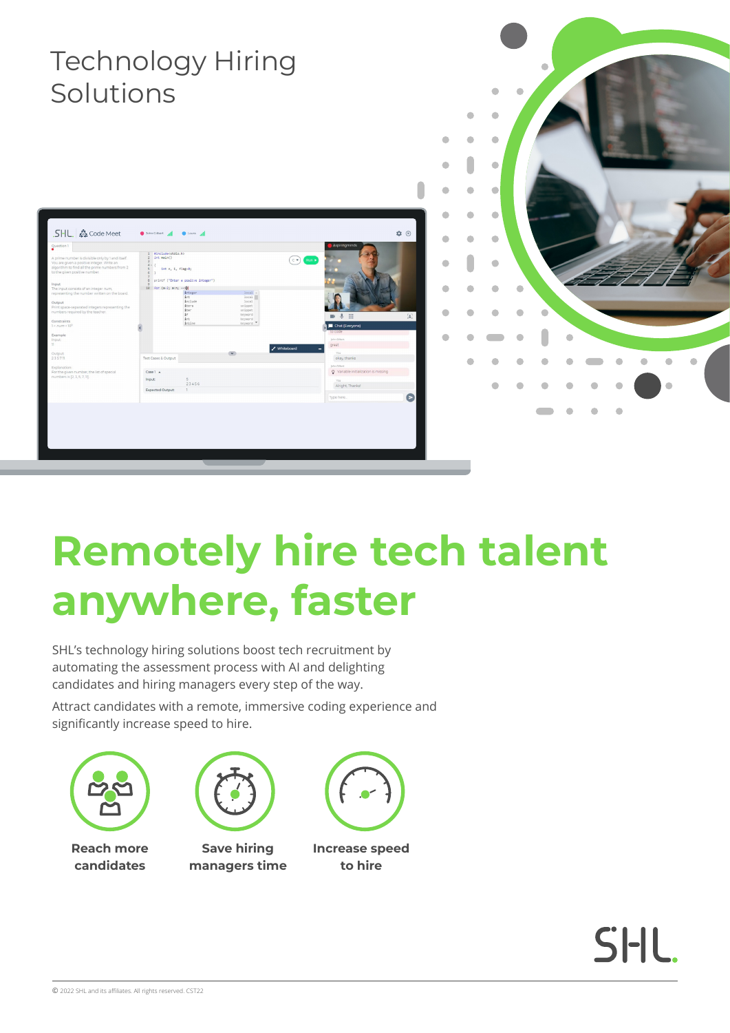# Technology Hiring Solutions

## Remotely hire tech talent anywhere, faster

SHL's technology hiring solutions boost tech recruitment by automating the assessment process with AI and delighting candidates and hiring managers every step of the way.

Attract candidates with a remote, immersive coding experience and significantly increase speed to hire.

**Reach more candidates**

**Save hiring managers time**

**Increase speed to hire**

© 2022 SHL and its affiliates. All rights reserved. CST22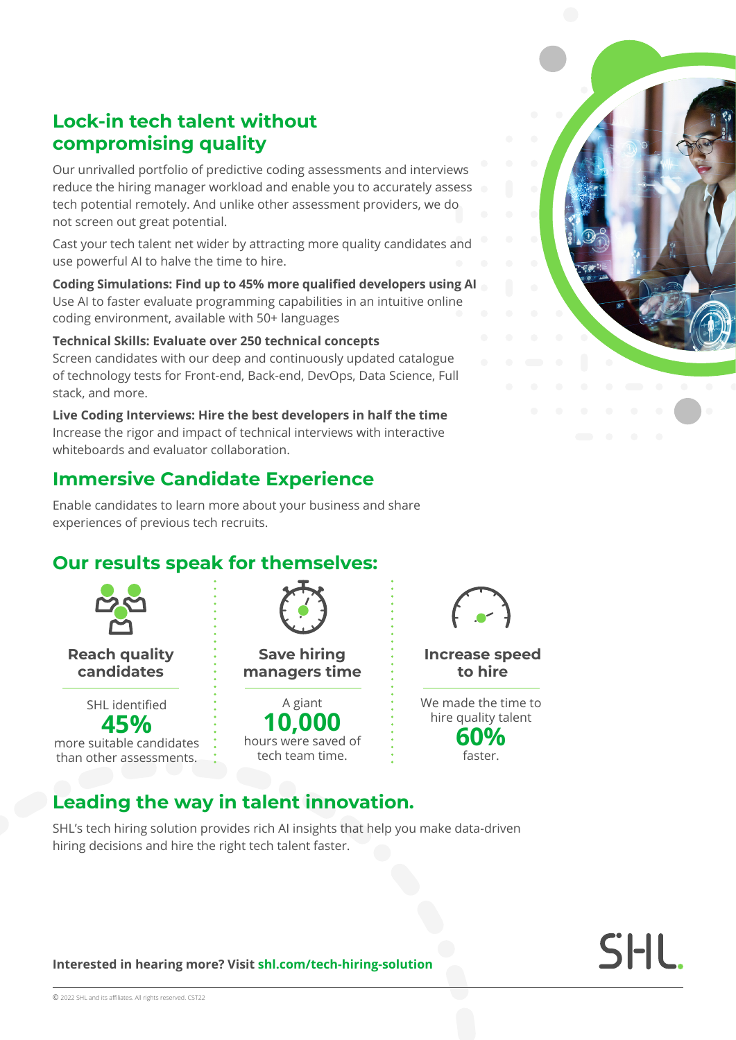## Lock-in tech talent without compromising quality

Our unrivalled portfolio of predictive coding assessments and interviews reduce the hiring manager workload and enable you to accurately assess tech potential remotely. And unlike other assessment providers, we do not screen out great potential.

Cast your tech talent net wider by attracting more quality candidates and use powerful AI to halve the time to hire.

**Coding Simulations: Find up to 45% more qualified developers using AI**
Use AI to faster evaluate programming capabilities in an intuitive online coding environment, available with 50+ languages

**Technical Skills: Evaluate over 250 technical concepts**
Screen candidates with our deep and continuously updated catalogue of technology tests for Front-end, Back-end, DevOps, Data Science, Full stack, and more.

**Live Coding Interviews: Hire the best developers in half the time**
Increase the rigor and impact of technical interviews with interactive whiteboards and evaluator collaboration.

## Immersive Candidate Experience

Enable candidates to learn more about your business and share experiences of previous tech recruits.

## Our results speak for themselves:

**Reach quality candidates**

SHL identified
**45%**
more suitable candidates than other assessments.

**Save hiring managers time**

A giant
**10,000**
hours were saved of tech team time.

**Increase speed to hire**

We made the time to hire quality talent
**60%**
faster.

## Leading the way in talent innovation.

SHL's tech hiring solution provides rich AI insights that help you make data-driven hiring decisions and hire the right tech talent faster.

**Interested in hearing more? Visit shl.com/tech-hiring-solution**

SHL.

© 2022 SHL and its affiliates. All rights reserved. CST22